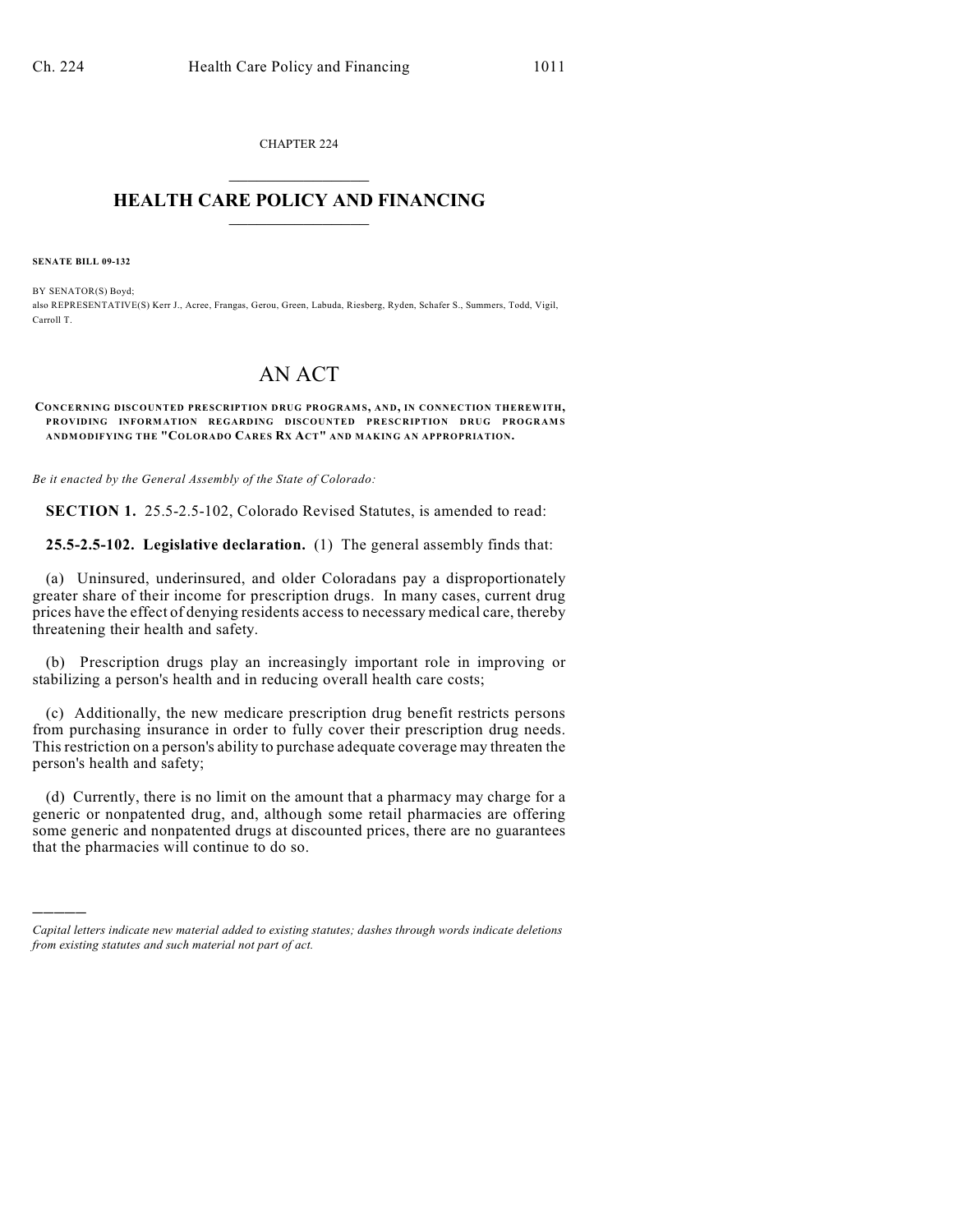CHAPTER 224

# HEALTH CARE POLICY AND FINANCING

**SENATE BILL 09-132**

BY SENATOR(S) Boyd;
also REPRESENTATIVE(S) Kerr J., Acree, Frangas, Gerou, Green, Labuda, Riesberg, Ryden, Schafer S., Summers, Todd, Vigil, Carroll T.

# AN ACT

**CONCERNING DISCOUNTED PRESCRIPTION DRUG PROGRAMS, AND, IN CONNECTION THEREWITH, PROVIDING INFORMATION REGARDING DISCOUNTED PRESCRIPTION DRUG PROGRAMS ANDMODIFYING THE "COLORADO CARES RX ACT" AND MAKING AN APPROPRIATION.**

*Be it enacted by the General Assembly of the State of Colorado:*

**SECTION 1.** 25.5-2.5-102, Colorado Revised Statutes, is amended to read:

**25.5-2.5-102. Legislative declaration.** (1) The general assembly finds that:

(a) Uninsured, underinsured, and older Coloradans pay a disproportionately greater share of their income for prescription drugs. In many cases, current drug prices have the effect of denying residents access to necessary medical care, thereby threatening their health and safety.

(b) Prescription drugs play an increasingly important role in improving or stabilizing a person's health and in reducing overall health care costs;

(c) Additionally, the new medicare prescription drug benefit restricts persons from purchasing insurance in order to fully cover their prescription drug needs. This restriction on a person's ability to purchase adequate coverage may threaten the person's health and safety;

(d) Currently, there is no limit on the amount that a pharmacy may charge for a generic or nonpatented drug, and, although some retail pharmacies are offering some generic and nonpatented drugs at discounted prices, there are no guarantees that the pharmacies will continue to do so.

---

*Capital letters indicate new material added to existing statutes; dashes through words indicate deletions from existing statutes and such material not part of act.*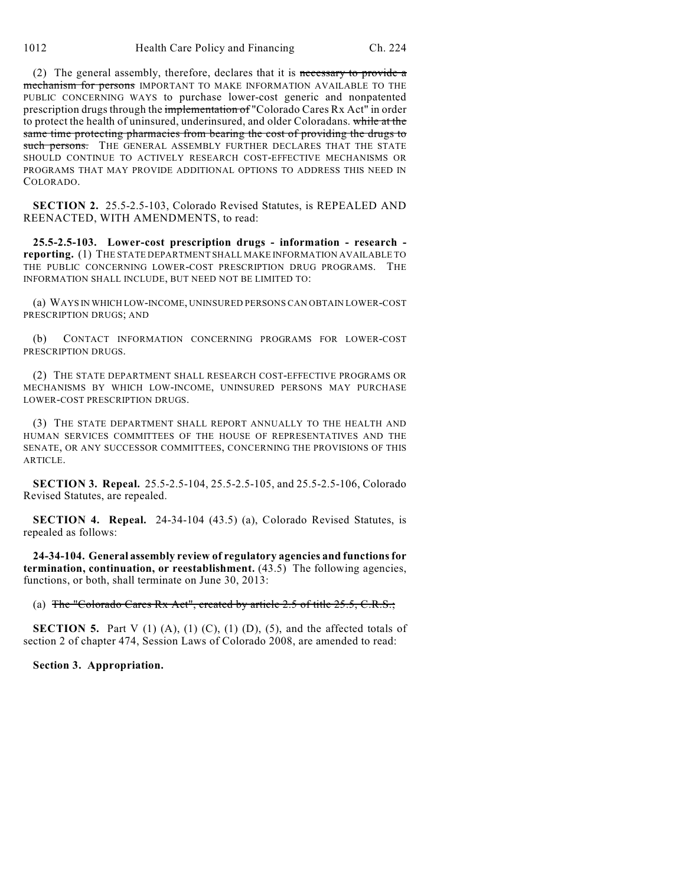(2) The general assembly, therefore, declares that it is ~~necessary to provide a mechanism for persons~~ IMPORTANT TO MAKE INFORMATION AVAILABLE TO THE PUBLIC CONCERNING WAYS to purchase lower-cost generic and nonpatented prescription drugs through the ~~implementation of~~ "Colorado Cares Rx Act" in order to protect the health of uninsured, underinsured, and older Coloradans. ~~while at the same time protecting pharmacies from bearing the cost of providing the drugs to such persons.~~ THE GENERAL ASSEMBLY FURTHER DECLARES THAT THE STATE SHOULD CONTINUE TO ACTIVELY RESEARCH COST-EFFECTIVE MECHANISMS OR PROGRAMS THAT MAY PROVIDE ADDITIONAL OPTIONS TO ADDRESS THIS NEED IN COLORADO.

**SECTION 2.** 25.5-2.5-103, Colorado Revised Statutes, is REPEALED AND REENACTED, WITH AMENDMENTS, to read:

**25.5-2.5-103. Lower-cost prescription drugs - information - research - reporting.** (1) THE STATE DEPARTMENT SHALL MAKE INFORMATION AVAILABLE TO THE PUBLIC CONCERNING LOWER-COST PRESCRIPTION DRUG PROGRAMS. THE INFORMATION SHALL INCLUDE, BUT NEED NOT BE LIMITED TO:

(a) WAYS IN WHICH LOW-INCOME, UNINSURED PERSONS CAN OBTAIN LOWER-COST PRESCRIPTION DRUGS; AND

(b) CONTACT INFORMATION CONCERNING PROGRAMS FOR LOWER-COST PRESCRIPTION DRUGS.

(2) THE STATE DEPARTMENT SHALL RESEARCH COST-EFFECTIVE PROGRAMS OR MECHANISMS BY WHICH LOW-INCOME, UNINSURED PERSONS MAY PURCHASE LOWER-COST PRESCRIPTION DRUGS.

(3) THE STATE DEPARTMENT SHALL REPORT ANNUALLY TO THE HEALTH AND HUMAN SERVICES COMMITTEES OF THE HOUSE OF REPRESENTATIVES AND THE SENATE, OR ANY SUCCESSOR COMMITTEES, CONCERNING THE PROVISIONS OF THIS ARTICLE.

**SECTION 3. Repeal.** 25.5-2.5-104, 25.5-2.5-105, and 25.5-2.5-106, Colorado Revised Statutes, are repealed.

**SECTION 4. Repeal.** 24-34-104 (43.5) (a), Colorado Revised Statutes, is repealed as follows:

**24-34-104. General assembly review of regulatory agencies and functions for termination, continuation, or reestablishment.** (43.5) The following agencies, functions, or both, shall terminate on June 30, 2013:

(a) ~~The "Colorado Cares Rx Act", created by article 2.5 of title 25.5, C.R.S.;~~

**SECTION 5.** Part V (1) (A), (1) (C), (1) (D), (5), and the affected totals of section 2 of chapter 474, Session Laws of Colorado 2008, are amended to read:

**Section 3. Appropriation.**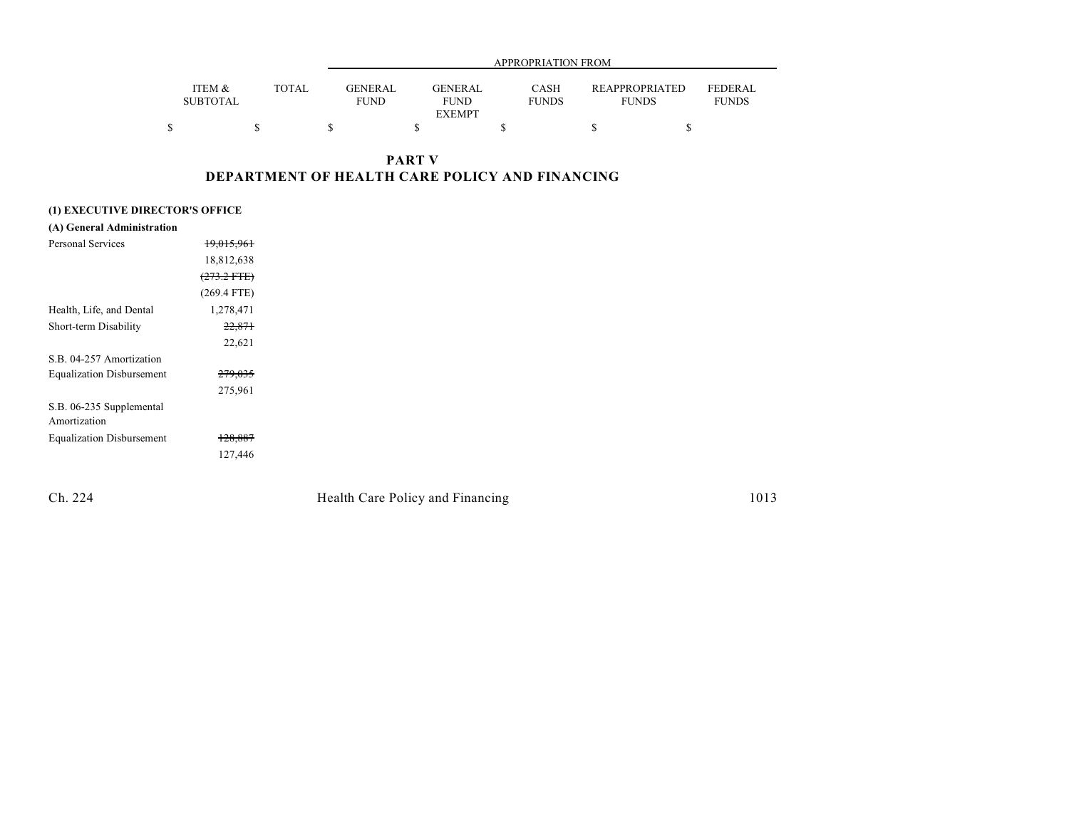| | ITEM & SUBTOTAL | TOTAL | APPROPRIATION FROM | | | | |
|---|---|---|---|---|---|---|---|
| | | | GENERAL FUND | GENERAL FUND EXEMPT | CASH FUNDS | REAPPROPRIATED FUNDS | FEDERAL FUNDS |
| | $ | $ | $ | $ | $ | $ | $ |

## PART V
## DEPARTMENT OF HEALTH CARE POLICY AND FINANCING

**(1) EXECUTIVE DIRECTOR'S OFFICE**

**(A) General Administration**

| | ITEM & SUBTOTAL | TOTAL | GENERAL FUND | GENERAL FUND EXEMPT | CASH FUNDS | REAPPROPRIATED FUNDS | FEDERAL FUNDS |
|---|---|---|---|---|---|---|---|
| Personal Services | ~~19,015,961~~ | | | | | | |
| | 18,812,638 | | | | | | |
| | ~~(273.2 FTE)~~ | | | | | | |
| | (269.4 FTE) | | | | | | |
| Health, Life, and Dental | 1,278,471 | | | | | | |
| Short-term Disability | ~~22,871~~ | | | | | | |
| | 22,621 | | | | | | |
| S.B. 04-257 Amortization Equalization Disbursement | ~~279,035~~ | | | | | | |
| | 275,961 | | | | | | |
| S.B. 06-235 Supplemental Amortization Equalization Disbursement | ~~128,887~~ | | | | | | |
| | 127,446 | | | | | | |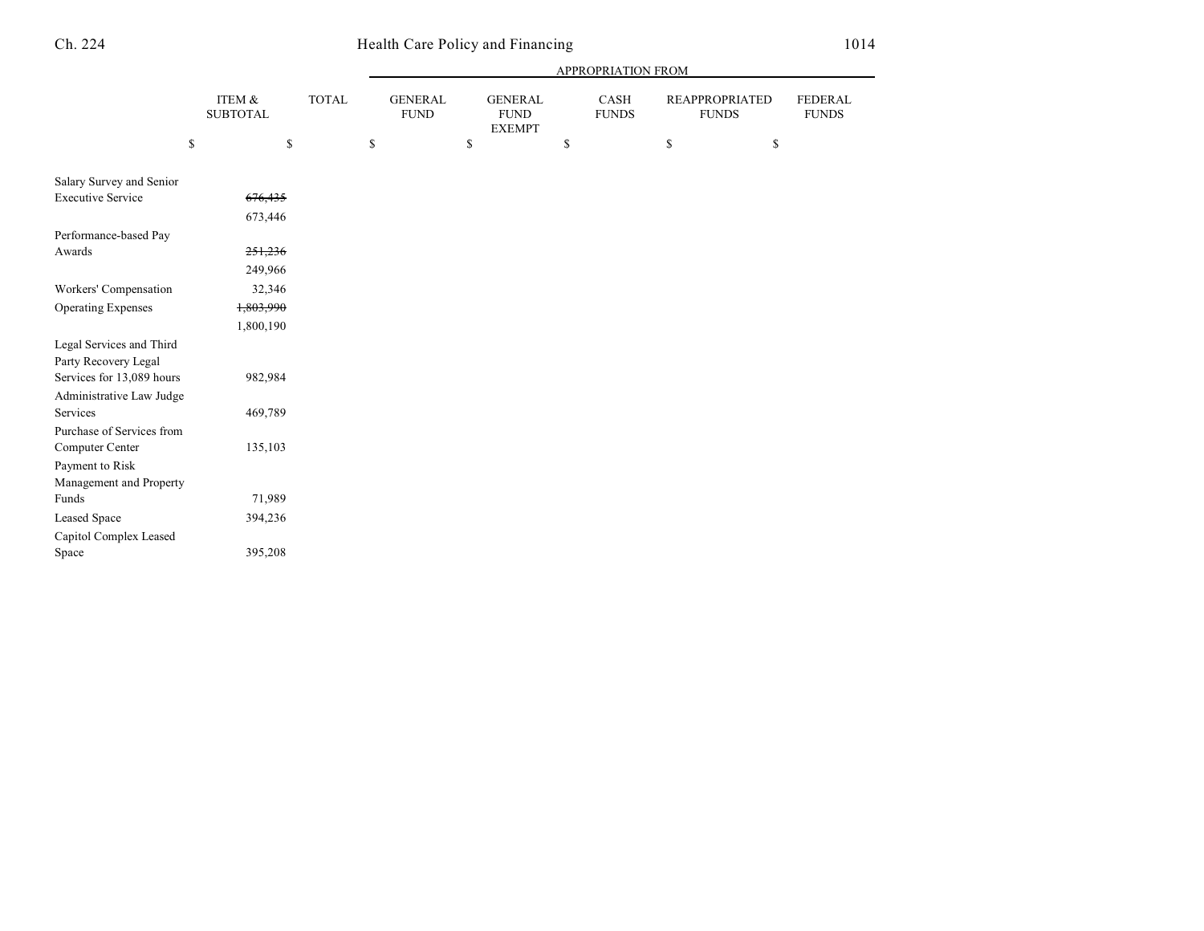| | ITEM & SUBTOTAL | TOTAL | APPROPRIATION FROM GENERAL FUND | GENERAL FUND EXEMPT | CASH FUNDS | REAPPROPRIATED FUNDS | FEDERAL FUNDS |
|---|---|---|---|---|---|---|---|
| | $ | $ | $ | $ | $ | $ | $ |
| Salary Survey and Senior Executive Service | ~~676,435~~ | | | | | | |
| | 673,446 | | | | | | |
| Performance-based Pay Awards | ~~251,236~~ | | | | | | |
| | 249,966 | | | | | | |
| Workers' Compensation | 32,346 | | | | | | |
| Operating Expenses | ~~1,803,990~~ | | | | | | |
| | 1,800,190 | | | | | | |
| Legal Services and Third Party Recovery Legal Services for 13,089 hours | 982,984 | | | | | | |
| Administrative Law Judge Services | 469,789 | | | | | | |
| Purchase of Services from Computer Center | 135,103 | | | | | | |
| Payment to Risk Management and Property Funds | 71,989 | | | | | | |
| Leased Space | 394,236 | | | | | | |
| Capitol Complex Leased Space | 395,208 | | | | | | |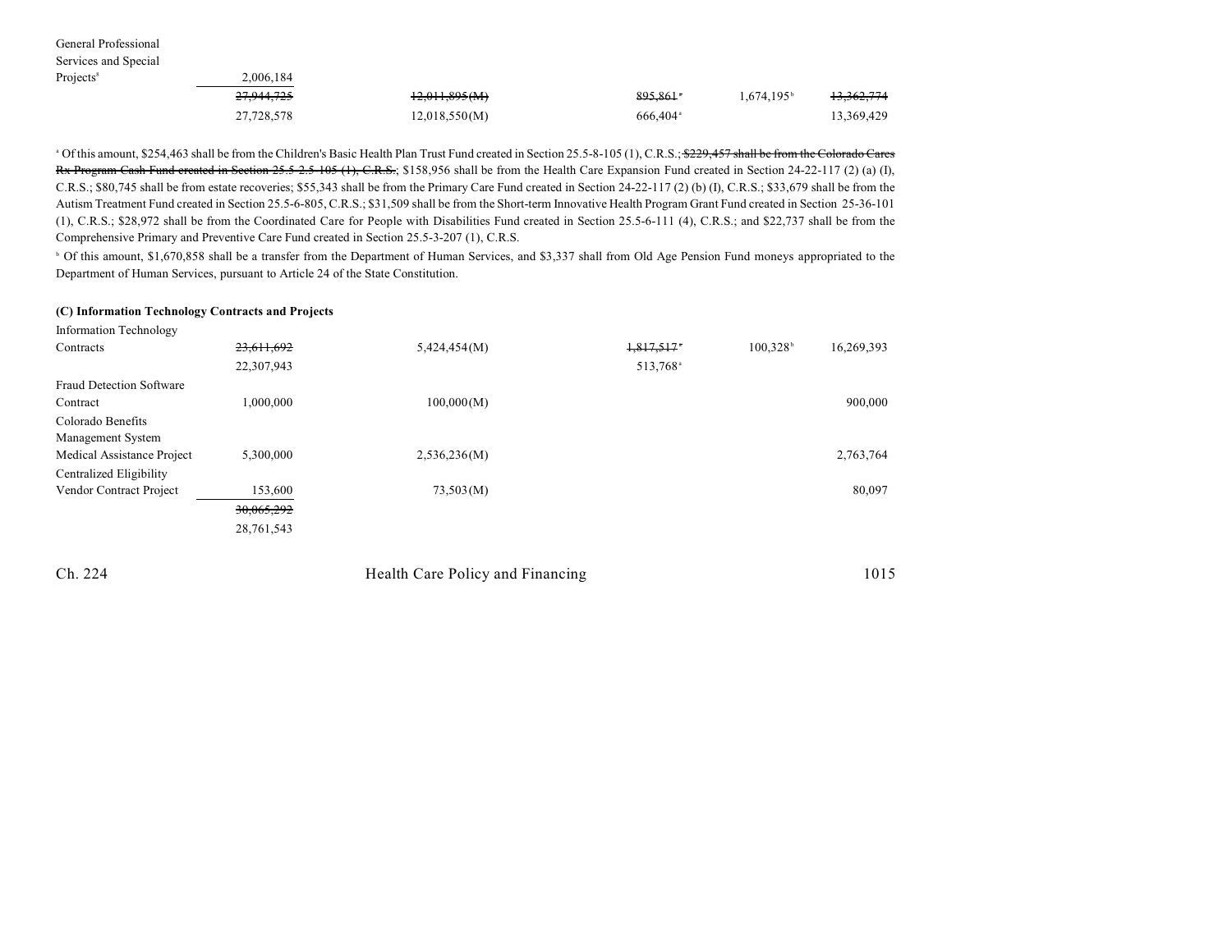| | | | | | |
|---|---|---|---|---|---|
| General Professional Services and Special Projects[8] | 2,006,184 | | | | |
| | ~~27,944,725~~ | ~~12,011,895(M)~~ | ~~895,861~~[a] | 1,674,195[b] | ~~13,362,774~~ |
| | 27,728,578 | 12,018,550(M) | 666,404[a] | | 13,369,429 |

[a] Of this amount, $254,463 shall be from the Children's Basic Health Plan Trust Fund created in Section 25.5-8-105 (1), C.R.S.; ~~$229,457 shall be from the Colorado Cares Rx Program Cash Fund created in Section 25.5-2.5-105 (1), C.R.S.~~; $158,956 shall be from the Health Care Expansion Fund created in Section 24-22-117 (2) (a) (I), C.R.S.; $80,745 shall be from estate recoveries; $55,343 shall be from the Primary Care Fund created in Section 24-22-117 (2) (b) (I), C.R.S.; $33,679 shall be from the Autism Treatment Fund created in Section 25.5-6-805, C.R.S.; $31,509 shall be from the Short-term Innovative Health Program Grant Fund created in Section 25-36-101 (1), C.R.S.; $28,972 shall be from the Coordinated Care for People with Disabilities Fund created in Section 25.5-6-111 (4), C.R.S.; and $22,737 shall be from the Comprehensive Primary and Preventive Care Fund created in Section 25.5-3-207 (1), C.R.S.

[b] Of this amount, $1,670,858 shall be a transfer from the Department of Human Services, and $3,337 shall from Old Age Pension Fund moneys appropriated to the Department of Human Services, pursuant to Article 24 of the State Constitution.

**(C) Information Technology Contracts and Projects**

| | | | | | |
|---|---|---|---|---|---|
| Information Technology Contracts | ~~23,611,692~~ | 5,424,454(M) | ~~1,817,517~~[a] | 100,328[b] | 16,269,393 |
| | 22,307,943 | | 513,768[a] | | |
| Fraud Detection Software Contract | 1,000,000 | 100,000(M) | | | 900,000 |
| Colorado Benefits Management System Medical Assistance Project | 5,300,000 | 2,536,236(M) | | | 2,763,764 |
| Centralized Eligibility Vendor Contract Project | 153,600 | 73,503(M) | | | 80,097 |
| | ~~30,065,292~~ | | | | |
| | 28,761,543 | | | | |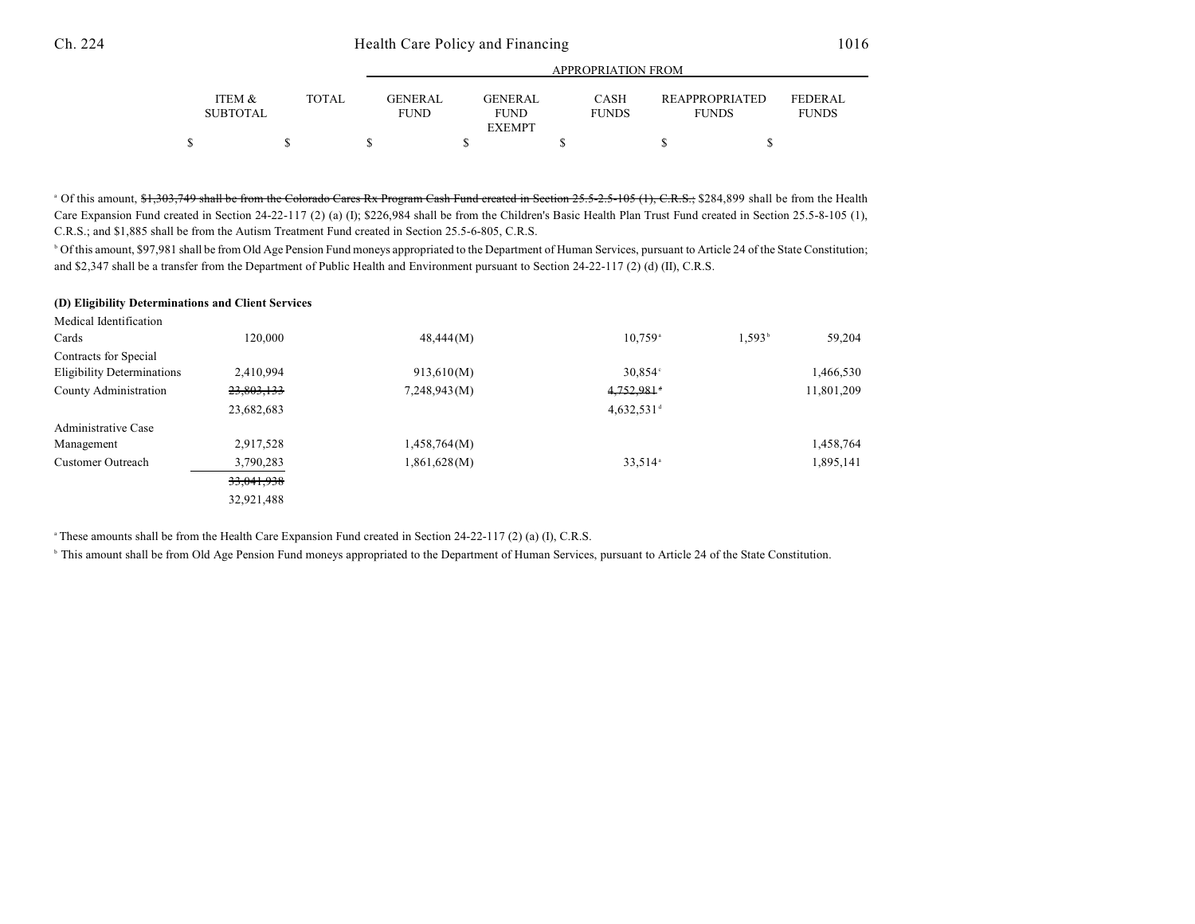| ITEM & SUBTOTAL | TOTAL | GENERAL FUND | GENERAL FUND EXEMPT | CASH FUNDS | REAPPROPRIATED FUNDS | FEDERAL FUNDS |
|---|---|---|---|---|---|---|
| $ | $ | $ | $ | $ | $ | $ |

[a] Of this amount, ~~$1,303,749 shall be from the Colorado Cares Rx Program Cash Fund created in Section 25.5-2.5-105 (1), C.R.S.;~~ $284,899 shall be from the Health Care Expansion Fund created in Section 24-22-117 (2) (a) (I); $226,984 shall be from the Children's Basic Health Plan Trust Fund created in Section 25.5-8-105 (1), C.R.S.; and $1,885 shall be from the Autism Treatment Fund created in Section 25.5-6-805, C.R.S.

[b] Of this amount, $97,981 shall be from Old Age Pension Fund moneys appropriated to the Department of Human Services, pursuant to Article 24 of the State Constitution; and $2,347 shall be a transfer from the Department of Public Health and Environment pursuant to Section 24-22-117 (2) (d) (II), C.R.S.

**(D) Eligibility Determinations and Client Services**

| | ITEM & SUBTOTAL | TOTAL | GENERAL FUND | GENERAL FUND EXEMPT | CASH FUNDS | REAPPROPRIATED FUNDS | FEDERAL FUNDS |
|---|---|---|---|---|---|---|---|
| Medical Identification Cards | 120,000 | | 48,444(M) | | 10,759[a] | 1,593[b] | 59,204 |
| Contracts for Special Eligibility Determinations | 2,410,994 | | 913,610(M) | | 30,854[c] | | 1,466,530 |
| County Administration | ~~23,803,133~~ | | 7,248,943(M) | | ~~4,752,981[a]~~ | | 11,801,209 |
| | 23,682,683 | | | | 4,632,531[d] | | |
| Administrative Case Management | 2,917,528 | | 1,458,764(M) | | | | 1,458,764 |
| Customer Outreach | 3,790,283 | | 1,861,628(M) | | 33,514[a] | | 1,895,141 |
| | ~~33,041,938~~ | | | | | | |
| | 32,921,488 | | | | | | |

[a] These amounts shall be from the Health Care Expansion Fund created in Section 24-22-117 (2) (a) (I), C.R.S.

[b] This amount shall be from Old Age Pension Fund moneys appropriated to the Department of Human Services, pursuant to Article 24 of the State Constitution.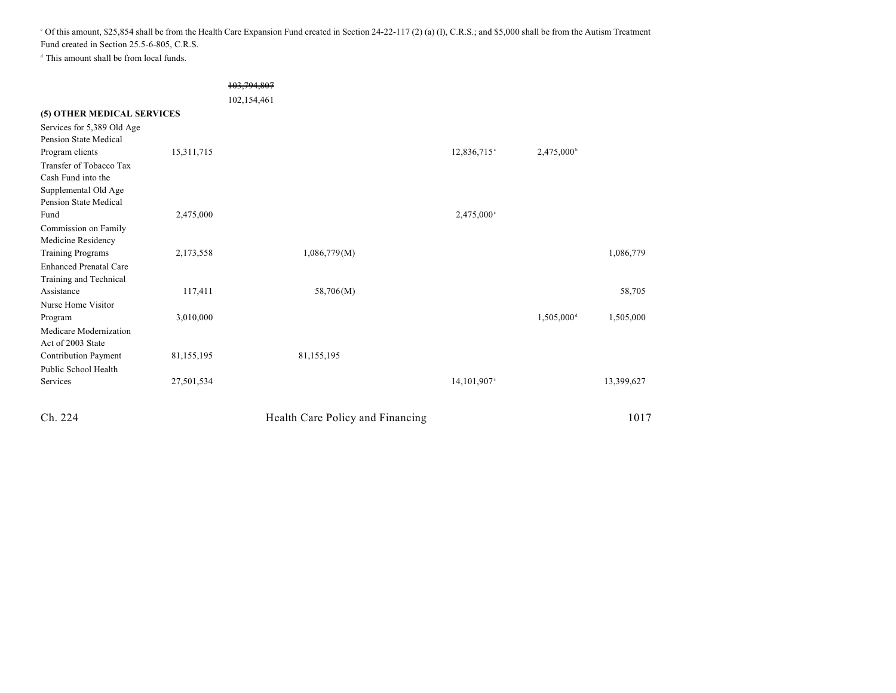[c] Of this amount, $25,854 shall be from the Health Care Expansion Fund created in Section 24-22-117 (2) (a) (I), C.R.S.; and $5,000 shall be from the Autism Treatment Fund created in Section 25.5-6-805, C.R.S.

[d] This amount shall be from local funds.

| | | | | | | |
|---|---|---|---|---|---|---|
| | | ~~103,794,807~~ 102,154,461 | | | | |
| **(5) OTHER MEDICAL SERVICES** | | | | | | |
| Services for 5,389 Old Age Pension State Medical Program clients | 15,311,715 | | | 12,836,715[a] | 2,475,000[b] | |
| Transfer of Tobacco Tax Cash Fund into the Supplemental Old Age Pension State Medical Fund | 2,475,000 | | | 2,475,000[c] | | |
| Commission on Family Medicine Residency Training Programs | 2,173,558 | | 1,086,779(M) | | | 1,086,779 |
| Enhanced Prenatal Care Training and Technical Assistance | 117,411 | | 58,706(M) | | | 58,705 |
| Nurse Home Visitor Program | 3,010,000 | | | | 1,505,000[d] | 1,505,000 |
| Medicare Modernization Act of 2003 State Contribution Payment | 81,155,195 | | 81,155,195 | | | |
| Public School Health Services | 27,501,534 | | | 14,101,907[e] | | 13,399,627 |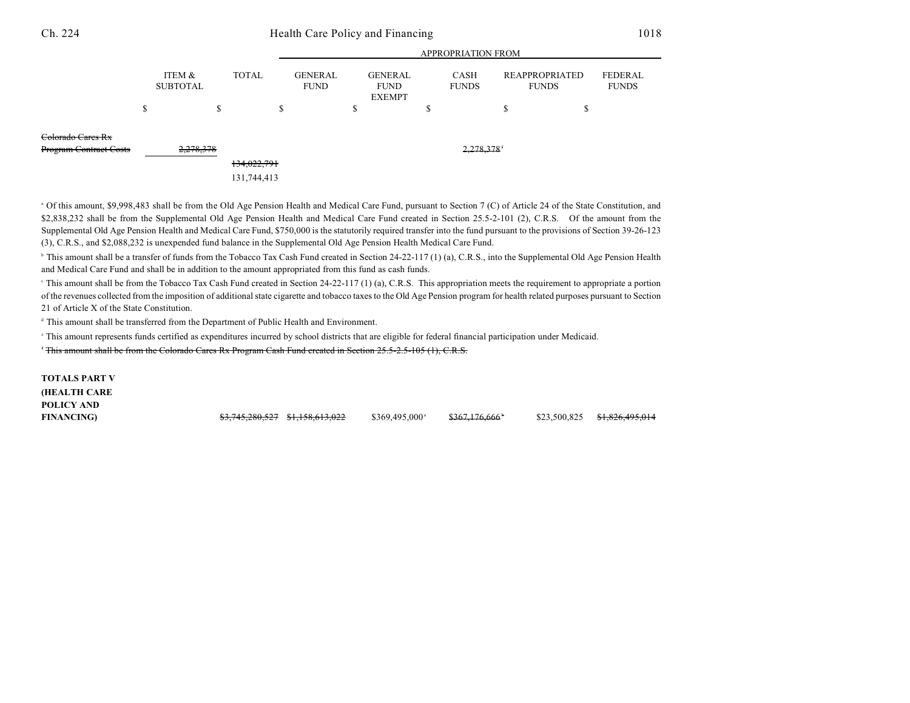| | ITEM & SUBTOTAL | TOTAL | GENERAL FUND | GENERAL FUND EXEMPT | CASH FUNDS | REAPPROPRIATED FUNDS | FEDERAL FUNDS |
|---|---|---|---|---|---|---|---|
| | $ | $ | $ | $ | $ | $ | $ |
| ~~Colorado Cares Rx Program Contract Costs~~ | ~~2,278,378~~ | | | | ~~2,278,378~~[f] | | |
| | | ~~134,022,791~~ | | | | | |
| | | 131,744,413 | | | | | |

[a] Of this amount, $9,998,483 shall be from the Old Age Pension Health and Medical Care Fund, pursuant to Section 7 (C) of Article 24 of the State Constitution, and $2,838,232 shall be from the Supplemental Old Age Pension Health and Medical Care Fund created in Section 25.5-2-101 (2), C.R.S. Of the amount from the Supplemental Old Age Pension Health and Medical Care Fund, $750,000 is the statutorily required transfer into the fund pursuant to the provisions of Section 39-26-123 (3), C.R.S., and $2,088,232 is unexpended fund balance in the Supplemental Old Age Pension Health Medical Care Fund.

[b] This amount shall be a transfer of funds from the Tobacco Tax Cash Fund created in Section 24-22-117 (1) (a), C.R.S., into the Supplemental Old Age Pension Health and Medical Care Fund and shall be in addition to the amount appropriated from this fund as cash funds.

[c] This amount shall be from the Tobacco Tax Cash Fund created in Section 24-22-117 (1) (a), C.R.S. This appropriation meets the requirement to appropriate a portion of the revenues collected from the imposition of additional state cigarette and tobacco taxes to the Old Age Pension program for health related purposes pursuant to Section 21 of Article X of the State Constitution.

[d] This amount shall be transferred from the Department of Public Health and Environment.

[e] This amount represents funds certified as expenditures incurred by school districts that are eligible for federal financial participation under Medicaid.

[f] ~~This amount shall be from the Colorado Cares Rx Program Cash Fund created in Section 25.5-2.5-105 (1), C.R.S.~~

| | ITEM & SUBTOTAL | TOTAL | GENERAL FUND | GENERAL FUND EXEMPT | CASH FUNDS | REAPPROPRIATED FUNDS | FEDERAL FUNDS |
|---|---|---|---|---|---|---|---|
| **TOTALS PART V (HEALTH CARE POLICY AND FINANCING)** | | ~~$3,745,280,527~~ | ~~$1,158,613,022~~ | $369,495,000[a] | ~~$367,176,666~~[b] | $23,500,825 | ~~$1,826,495,014~~ |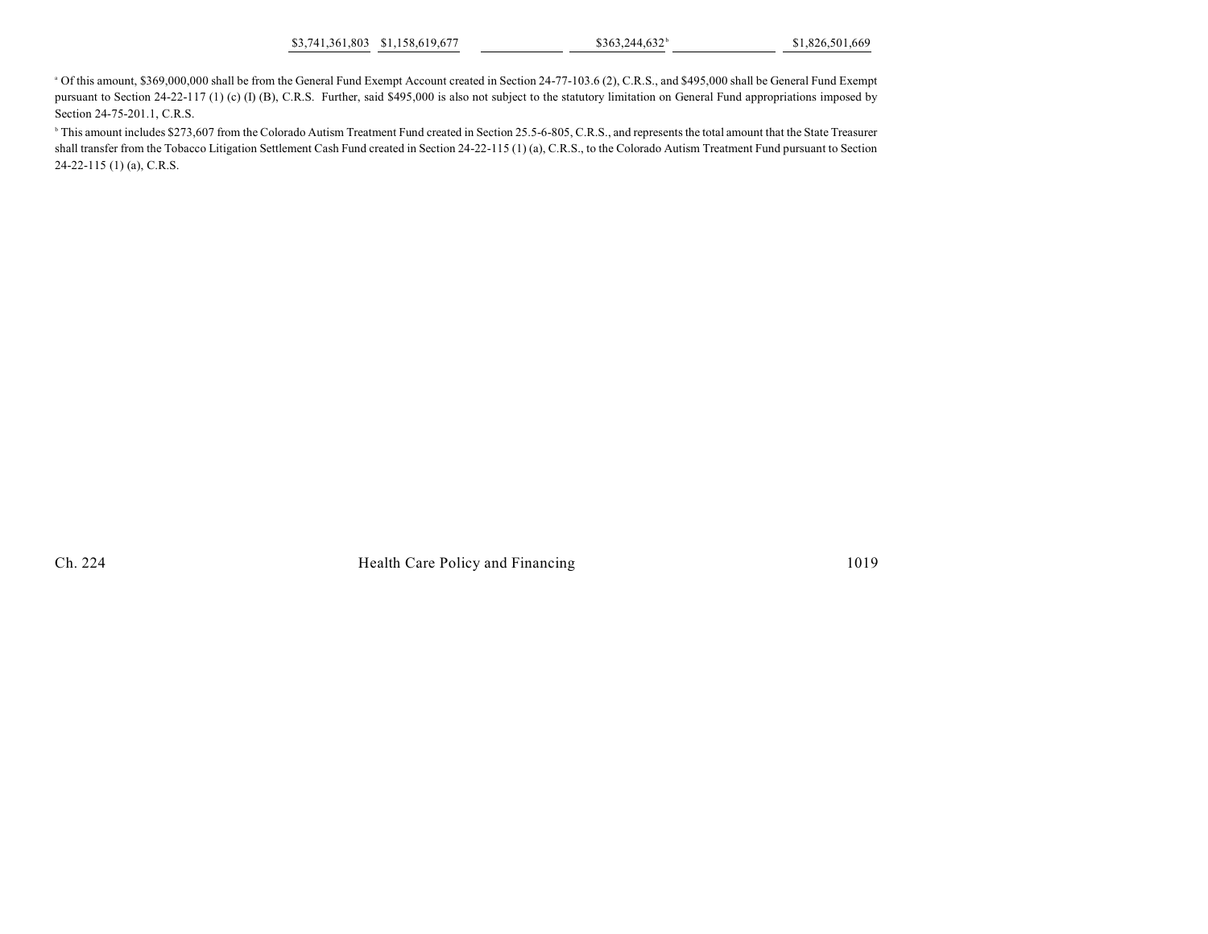| | | | | | |
|---|---|---|---|---|---|
| $3,741,361,803 | $1,158,619,677 | | $363,244,632[b] | | $1,826,501,669 |

[a] Of this amount, $369,000,000 shall be from the General Fund Exempt Account created in Section 24-77-103.6 (2), C.R.S., and $495,000 shall be General Fund Exempt pursuant to Section 24-22-117 (1) (c) (I) (B), C.R.S. Further, said $495,000 is also not subject to the statutory limitation on General Fund appropriations imposed by Section 24-75-201.1, C.R.S.

[b] This amount includes $273,607 from the Colorado Autism Treatment Fund created in Section 25.5-6-805, C.R.S., and represents the total amount that the State Treasurer shall transfer from the Tobacco Litigation Settlement Cash Fund created in Section 24-22-115 (1) (a), C.R.S., to the Colorado Autism Treatment Fund pursuant to Section 24-22-115 (1) (a), C.R.S.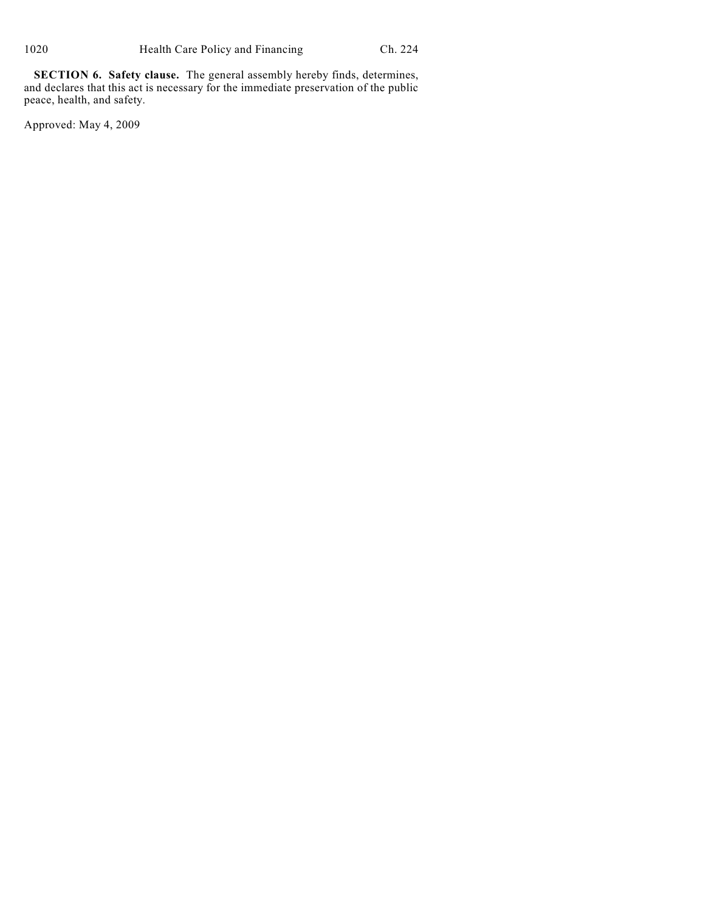**SECTION 6. Safety clause.** The general assembly hereby finds, determines, and declares that this act is necessary for the immediate preservation of the public peace, health, and safety.

Approved: May 4, 2009